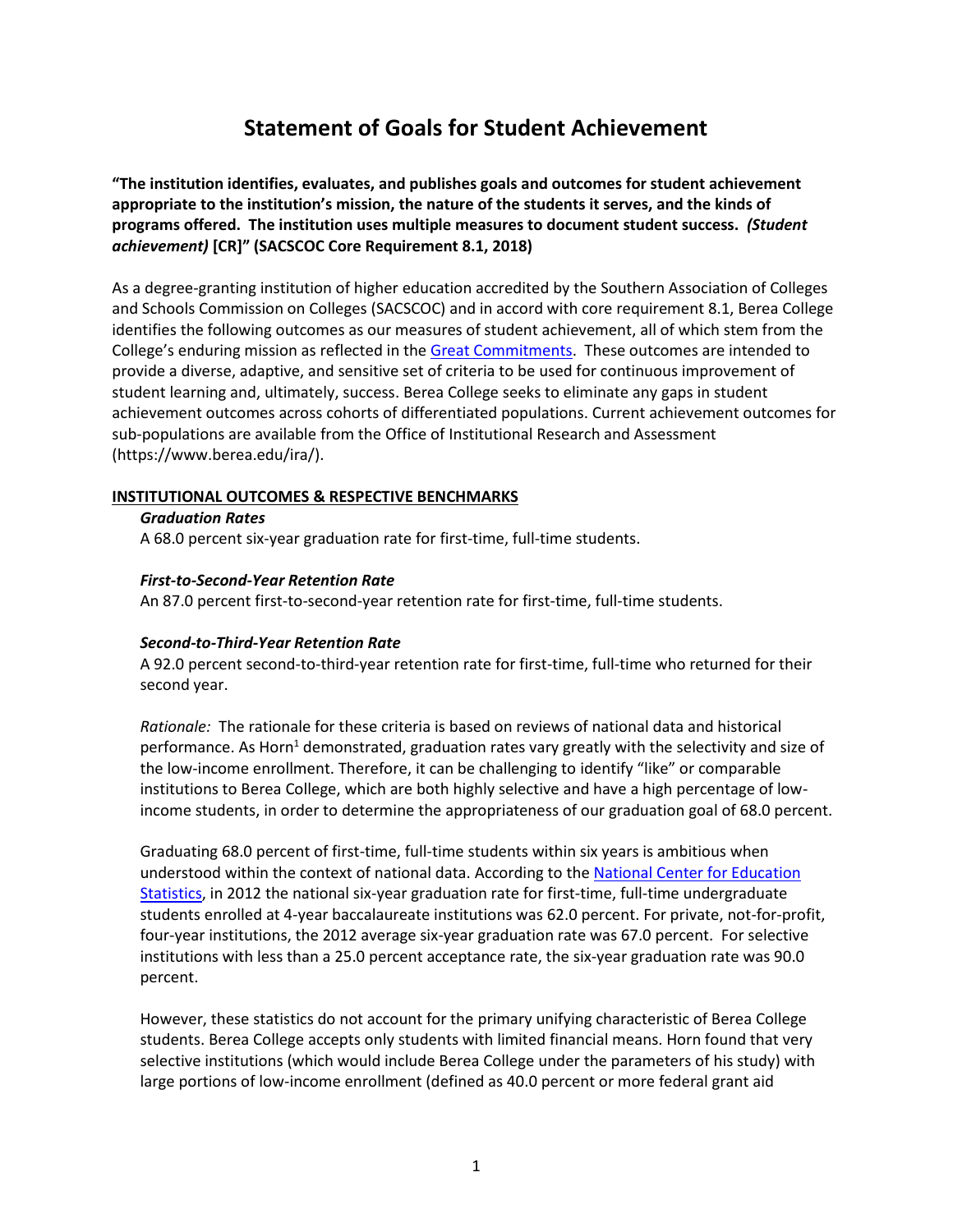# Statement of Goals for Student Achievement

**"The institution identifies, evaluates, and publishes goals and outcomes for student achievement appropriate to the institution's mission, the nature of the students it serves, and the kinds of programs offered. The institution uses multiple measures to document student success. *(Student achievement)* [CR]" (SACSCOC Core Requirement 8.1, 2018)**

As a degree-granting institution of higher education accredited by the Southern Association of Colleges and Schools Commission on Colleges (SACSCOC) and in accord with core requirement 8.1, Berea College identifies the following outcomes as our measures of student achievement, all of which stem from the College's enduring mission as reflected in the Great Commitments. These outcomes are intended to provide a diverse, adaptive, and sensitive set of criteria to be used for continuous improvement of student learning and, ultimately, success. Berea College seeks to eliminate any gaps in student achievement outcomes across cohorts of differentiated populations. Current achievement outcomes for sub-populations are available from the Office of Institutional Research and Assessment (https://www.berea.edu/ira/).

## INSTITUTIONAL OUTCOMES & RESPECTIVE BENCHMARKS

***Graduation Rates***

A 68.0 percent six-year graduation rate for first-time, full-time students.

***First-to-Second-Year Retention Rate***

An 87.0 percent first-to-second-year retention rate for first-time, full-time students.

***Second-to-Third-Year Retention Rate***

A 92.0 percent second-to-third-year retention rate for first-time, full-time who returned for their second year.

*Rationale:* The rationale for these criteria is based on reviews of national data and historical performance. As Horn[1] demonstrated, graduation rates vary greatly with the selectivity and size of the low-income enrollment. Therefore, it can be challenging to identify "like" or comparable institutions to Berea College, which are both highly selective and have a high percentage of low-income students, in order to determine the appropriateness of our graduation goal of 68.0 percent.

Graduating 68.0 percent of first-time, full-time students within six years is ambitious when understood within the context of national data. According to the National Center for Education Statistics, in 2012 the national six-year graduation rate for first-time, full-time undergraduate students enrolled at 4-year baccalaureate institutions was 62.0 percent. For private, not-for-profit, four-year institutions, the 2012 average six-year graduation rate was 67.0 percent. For selective institutions with less than a 25.0 percent acceptance rate, the six-year graduation rate was 90.0 percent.

However, these statistics do not account for the primary unifying characteristic of Berea College students. Berea College accepts only students with limited financial means. Horn found that very selective institutions (which would include Berea College under the parameters of his study) with large portions of low-income enrollment (defined as 40.0 percent or more federal grant aid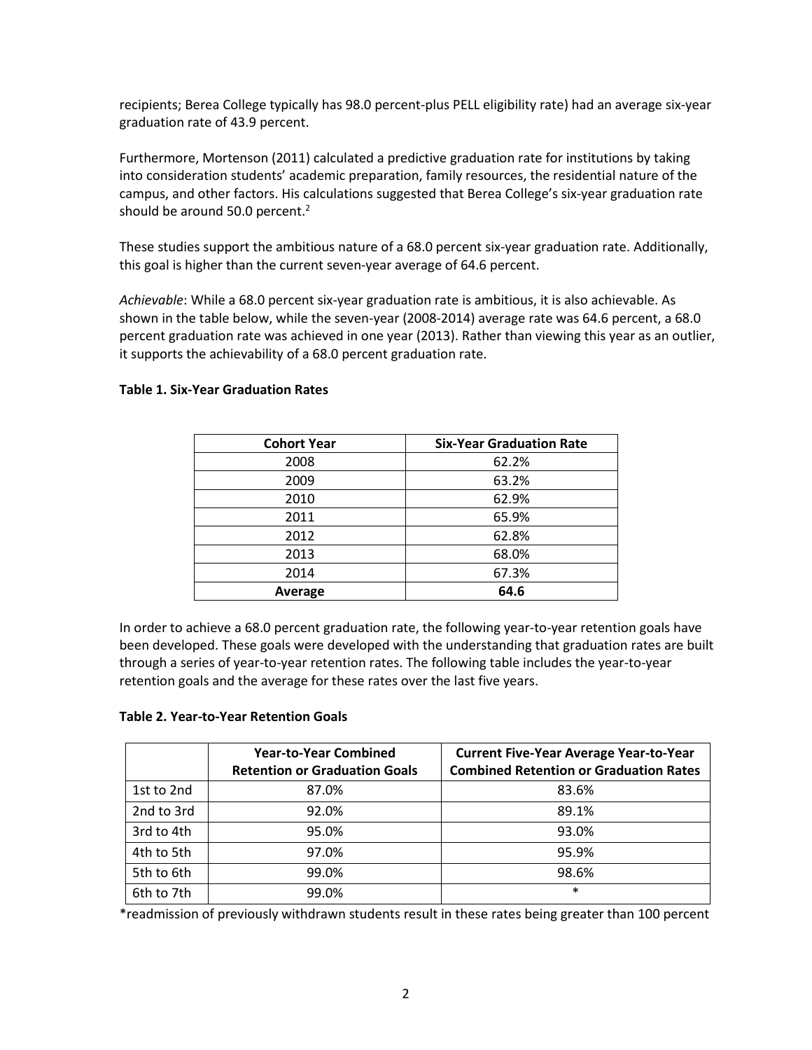recipients; Berea College typically has 98.0 percent-plus PELL eligibility rate) had an average six-year graduation rate of 43.9 percent.

Furthermore, Mortenson (2011) calculated a predictive graduation rate for institutions by taking into consideration students' academic preparation, family resources, the residential nature of the campus, and other factors. His calculations suggested that Berea College's six-year graduation rate should be around 50.0 percent.[2]

These studies support the ambitious nature of a 68.0 percent six-year graduation rate. Additionally, this goal is higher than the current seven-year average of 64.6 percent.

*Achievable*: While a 68.0 percent six-year graduation rate is ambitious, it is also achievable. As shown in the table below, while the seven-year (2008-2014) average rate was 64.6 percent, a 68.0 percent graduation rate was achieved in one year (2013). Rather than viewing this year as an outlier, it supports the achievability of a 68.0 percent graduation rate.

**Table 1. Six-Year Graduation Rates**

| Cohort Year | Six-Year Graduation Rate |
|---|---|
| 2008 | 62.2% |
| 2009 | 63.2% |
| 2010 | 62.9% |
| 2011 | 65.9% |
| 2012 | 62.8% |
| 2013 | 68.0% |
| 2014 | 67.3% |
| **Average** | **64.6** |

In order to achieve a 68.0 percent graduation rate, the following year-to-year retention goals have been developed. These goals were developed with the understanding that graduation rates are built through a series of year-to-year retention rates. The following table includes the year-to-year retention goals and the average for these rates over the last five years.

**Table 2. Year-to-Year Retention Goals**

| | Year-to-Year Combined Retention or Graduation Goals | Current Five-Year Average Year-to-Year Combined Retention or Graduation Rates |
|---|---|---|
| 1st to 2nd | 87.0% | 83.6% |
| 2nd to 3rd | 92.0% | 89.1% |
| 3rd to 4th | 95.0% | 93.0% |
| 4th to 5th | 97.0% | 95.9% |
| 5th to 6th | 99.0% | 98.6% |
| 6th to 7th | 99.0% | * |

*readmission of previously withdrawn students result in these rates being greater than 100 percent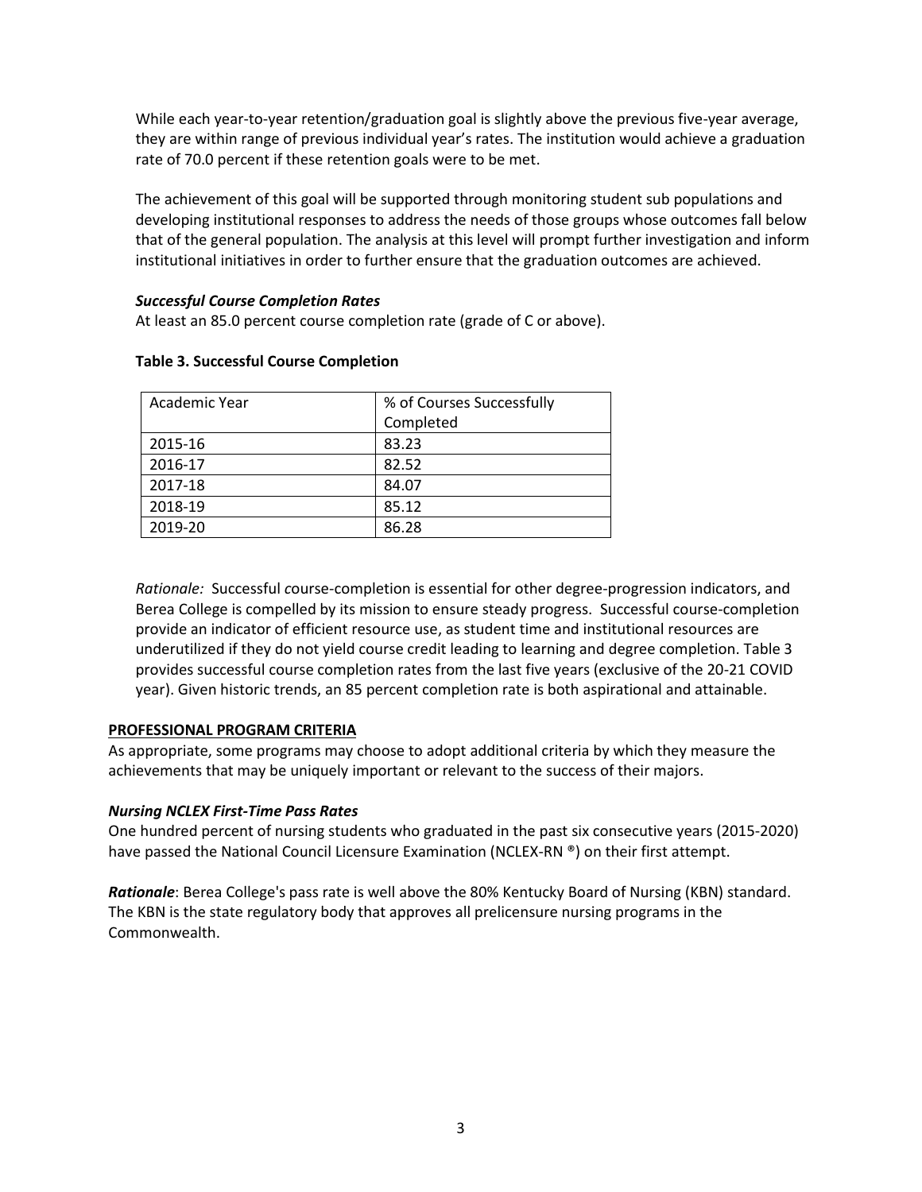While each year-to-year retention/graduation goal is slightly above the previous five-year average, they are within range of previous individual year's rates. The institution would achieve a graduation rate of 70.0 percent if these retention goals were to be met.

The achievement of this goal will be supported through monitoring student sub populations and developing institutional responses to address the needs of those groups whose outcomes fall below that of the general population. The analysis at this level will prompt further investigation and inform institutional initiatives in order to further ensure that the graduation outcomes are achieved.

***Successful Course Completion Rates***

At least an 85.0 percent course completion rate (grade of C or above).

**Table 3. Successful Course Completion**

| Academic Year | % of Courses Successfully Completed |
| --- | --- |
| 2015-16 | 83.23 |
| 2016-17 | 82.52 |
| 2017-18 | 84.07 |
| 2018-19 | 85.12 |
| 2019-20 | 86.28 |

*Rationale:* Successful course-completion is essential for other degree-progression indicators, and Berea College is compelled by its mission to ensure steady progress. Successful course-completion provide an indicator of efficient resource use, as student time and institutional resources are underutilized if they do not yield course credit leading to learning and degree completion. Table 3 provides successful course completion rates from the last five years (exclusive of the 20-21 COVID year). Given historic trends, an 85 percent completion rate is both aspirational and attainable.

**PROFESSIONAL PROGRAM CRITERIA**

As appropriate, some programs may choose to adopt additional criteria by which they measure the achievements that may be uniquely important or relevant to the success of their majors.

***Nursing NCLEX First-Time Pass Rates***

One hundred percent of nursing students who graduated in the past six consecutive years (2015-2020) have passed the National Council Licensure Examination (NCLEX-RN ®) on their first attempt.

***Rationale***: Berea College's pass rate is well above the 80% Kentucky Board of Nursing (KBN) standard. The KBN is the state regulatory body that approves all prelicensure nursing programs in the Commonwealth.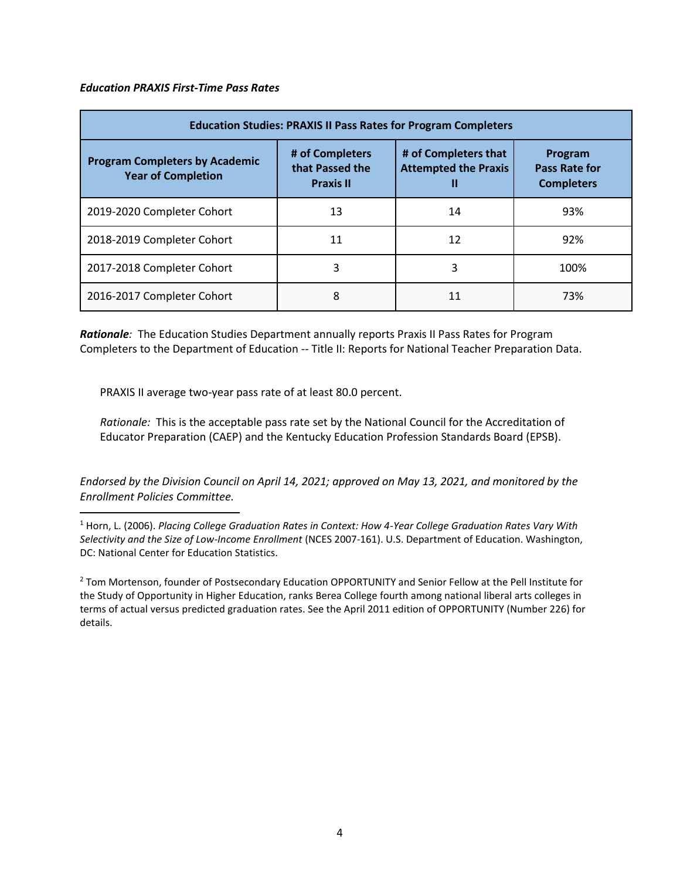***Education PRAXIS First-Time Pass Rates***

| **Education Studies: PRAXIS II Pass Rates for Program Completers** | | | |
|---|---|---|---|
| **Program Completers by Academic Year of Completion** | **# of Completers that Passed the Praxis II** | **# of Completers that Attempted the Praxis II** | **Program Pass Rate for Completers** |
| 2019-2020 Completer Cohort | 13 | 14 | 93% |
| 2018-2019 Completer Cohort | 11 | 12 | 92% |
| 2017-2018 Completer Cohort | 3 | 3 | 100% |
| 2016-2017 Completer Cohort | 8 | 11 | 73% |

***Rationale**:* The Education Studies Department annually reports Praxis II Pass Rates for Program Completers to the Department of Education -- Title II: Reports for National Teacher Preparation Data.

PRAXIS II average two-year pass rate of at least 80.0 percent.

*Rationale:* This is the acceptable pass rate set by the National Council for the Accreditation of Educator Preparation (CAEP) and the Kentucky Education Profession Standards Board (EPSB).

*Endorsed by the Division Council on April 14, 2021; approved on May 13, 2021, and monitored by the Enrollment Policies Committee.*

---

[1] Horn, L. (2006). *Placing College Graduation Rates in Context: How 4-Year College Graduation Rates Vary With Selectivity and the Size of Low-Income Enrollment* (NCES 2007-161). U.S. Department of Education. Washington, DC: National Center for Education Statistics.

[2] Tom Mortenson, founder of Postsecondary Education OPPORTUNITY and Senior Fellow at the Pell Institute for the Study of Opportunity in Higher Education, ranks Berea College fourth among national liberal arts colleges in terms of actual versus predicted graduation rates. See the April 2011 edition of OPPORTUNITY (Number 226) for details.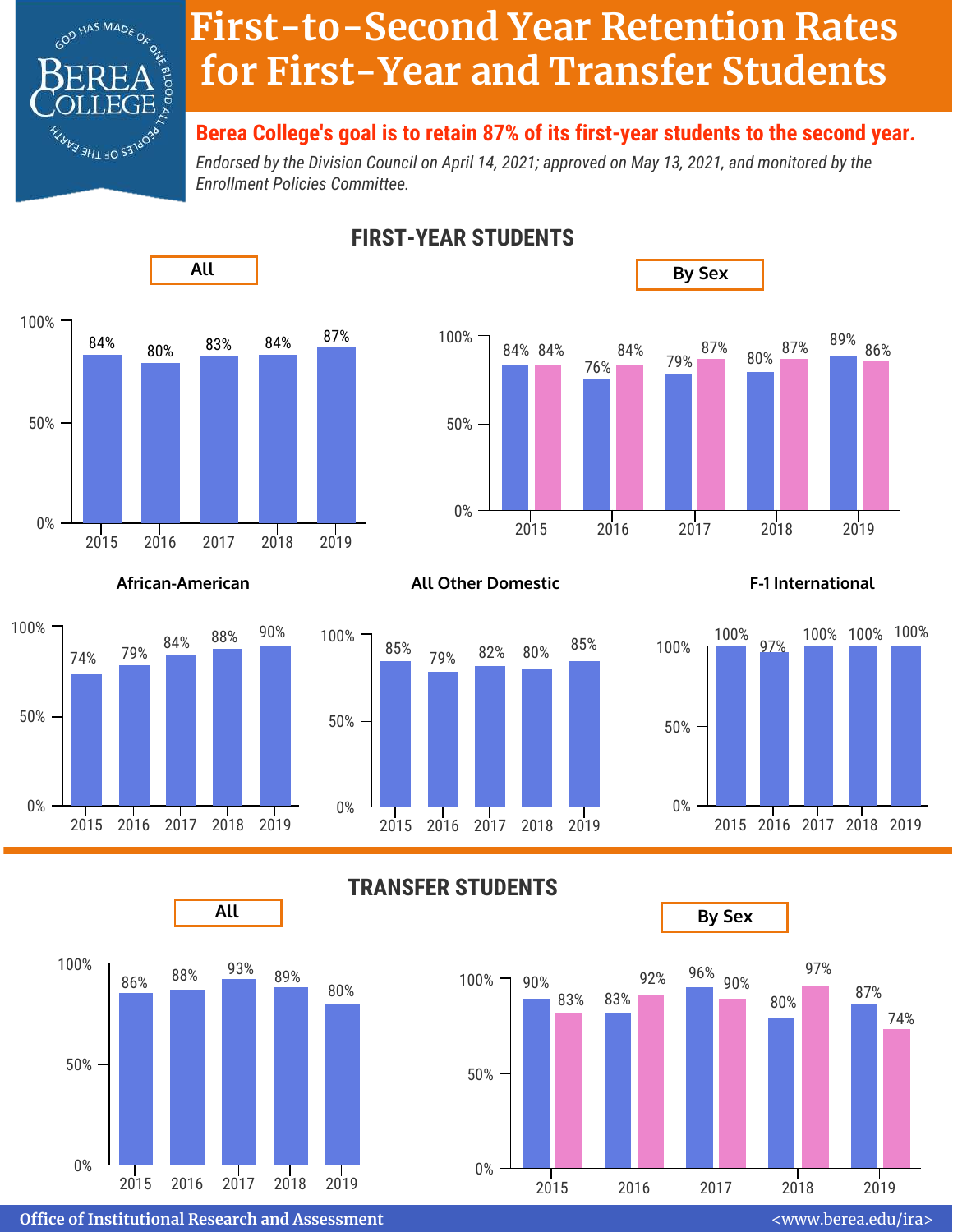# First-to-Second Year Retention Rates for First-Year and Transfer Students

**Berea College's goal is to retain 87% of its first-year students to the second year.**

*Endorsed by the Division Council on April 14, 2021; approved on May 13, 2021, and monitored by the Enrollment Policies Committee.*

## FIRST-YEAR STUDENTS

### All

| Year | 2015 | 2016 | 2017 | 2018 | 2019 |
|---|---|---|---|---|---|
| All | 84% | 80% | 83% | 84% | 87% |

### By Sex

| Year | 2015 | 2016 | 2017 | 2018 | 2019 |
|---|---|---|---|---|---|
| Blue | 84% | 76% | 79% | 80% | 89% |
| Pink | 84% | 84% | 87% | 87% | 86% |

### African-American

| Year | 2015 | 2016 | 2017 | 2018 | 2019 |
|---|---|---|---|---|---|
| African-American | 74% | 79% | 84% | 88% | 90% |

### All Other Domestic

| Year | 2015 | 2016 | 2017 | 2018 | 2019 |
|---|---|---|---|---|---|
| All Other Domestic | 85% | 79% | 82% | 80% | 85% |

### F-1 International

| Year | 2015 | 2016 | 2017 | 2018 | 2019 |
|---|---|---|---|---|---|
| F-1 International | 100% | 97% | 100% | 100% | 100% |

## TRANSFER STUDENTS

### All

| Year | 2015 | 2016 | 2017 | 2018 | 2019 |
|---|---|---|---|---|---|
| All | 86% | 88% | 93% | 89% | 80% |

### By Sex

| Year | 2015 | 2016 | 2017 | 2018 | 2019 |
|---|---|---|---|---|---|
| Blue | 90% | 83% | 96% | 80% | 87% |
| Pink | 83% | 92% | 90% | 97% | 74% |

Office of Institutional Research and Assessment <www.berea.edu/ira>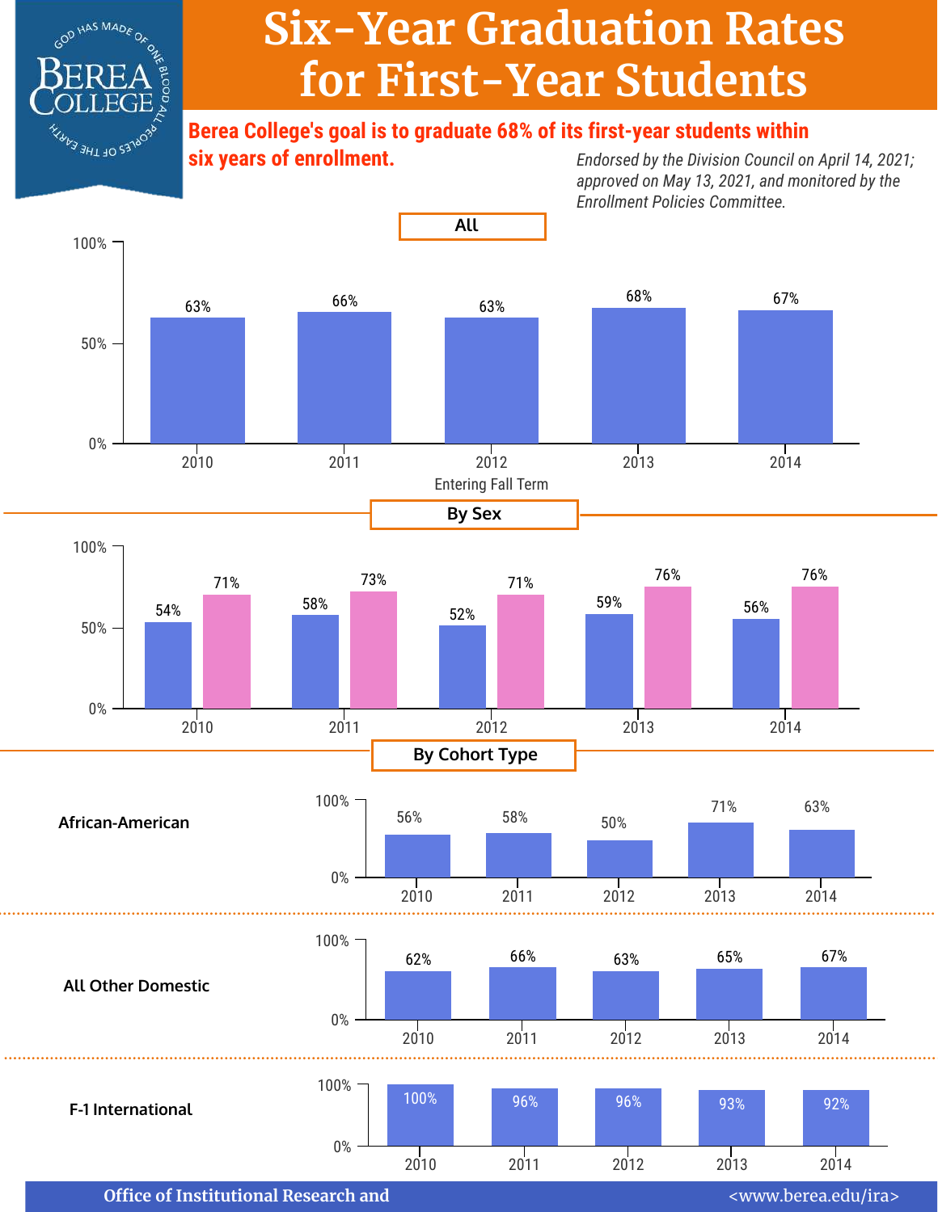# Six-Year Graduation Rates for First-Year Students

BEREA COLLEGE
GOD HAS MADE OF ONE BLOOD ALL PEOPLES OF THE EARTH

**Berea College's goal is to graduate 68% of its first-year students within six years of enrollment.**

*Endorsed by the Division Council on April 14, 2021; approved on May 13, 2021, and monitored by the Enrollment Policies Committee.*

## All

100%
50%
0%

63%
66%
63%
68%
67%

2010
2011
2012
2013
2014

Entering Fall Term

## By Sex

100%
50%
0%

54%
71%
58%
73%
52%
71%
59%
76%
56%
76%

2010
2011
2012
2013
2014

## By Cohort Type

**African-American**

100%
0%

56%
58%
50%
71%
63%

2010
2011
2012
2013
2014

**All Other Domestic**

100%
0%

62%
66%
63%
65%
67%

2010
2011
2012
2013
2014

**F-1 International**

100%
0%

100%
96%
96%
93%
92%

2010
2011
2012
2013
2014

Office of Institutional Research and <www.berea.edu/ira>